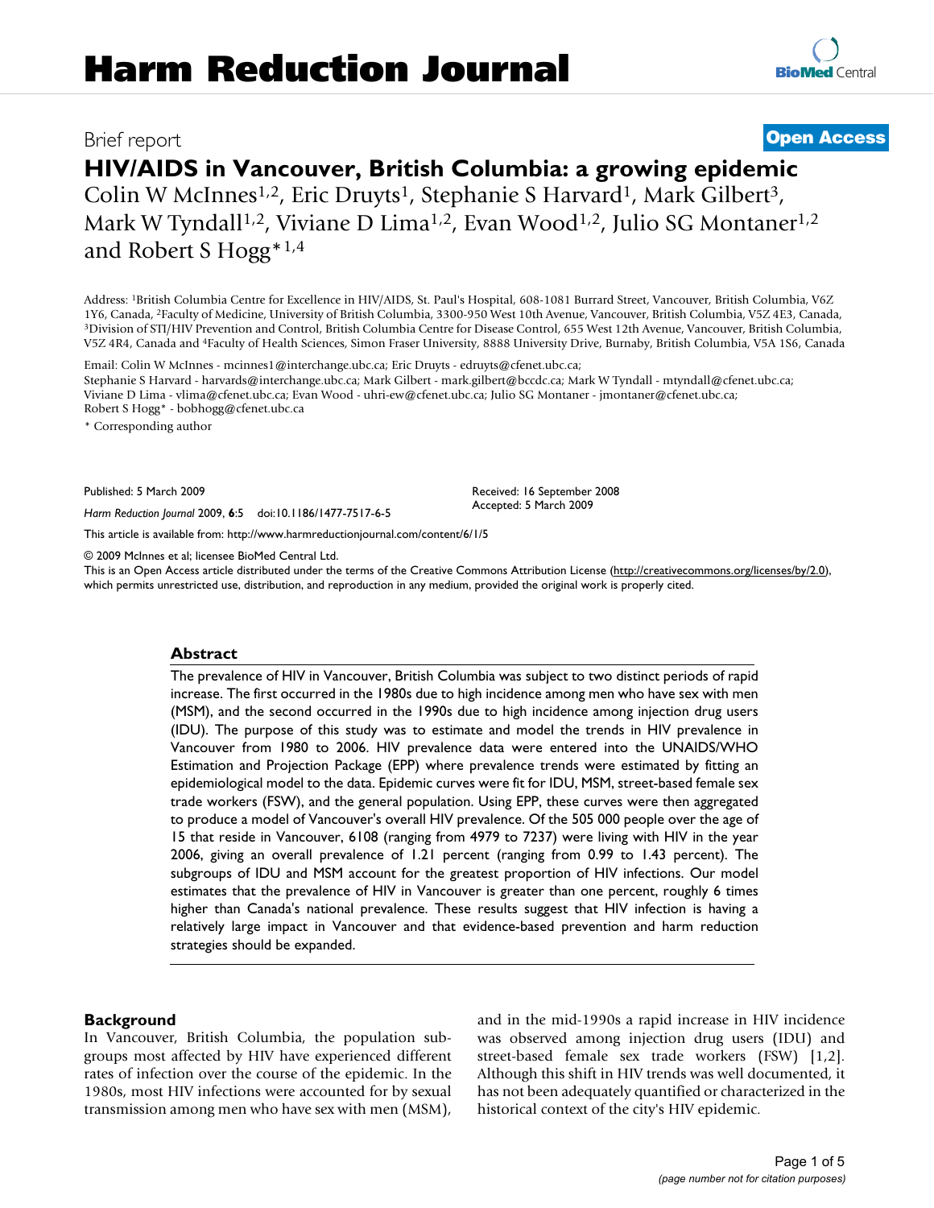# Harm Reduction Journal

Brief report

**Open Access**

## HIV/AIDS in Vancouver, British Columbia: a growing epidemic

Colin W McInnes[1,2], Eric Druyts[1], Stephanie S Harvard[1], Mark Gilbert[3], Mark W Tyndall[1,2], Viviane D Lima[1,2], Evan Wood[1,2], Julio SG Montaner[1,2] and Robert S Hogg*[1,4]

Address: [1]British Columbia Centre for Excellence in HIV/AIDS, St. Paul's Hospital, 608-1081 Burrard Street, Vancouver, British Columbia, V6Z 1Y6, Canada, [2]Faculty of Medicine, University of British Columbia, 3300-950 West 10th Avenue, Vancouver, British Columbia, V5Z 4E3, Canada, [3]Division of STI/HIV Prevention and Control, British Columbia Centre for Disease Control, 655 West 12th Avenue, Vancouver, British Columbia, V5Z 4R4, Canada and [4]Faculty of Health Sciences, Simon Fraser University, 8888 University Drive, Burnaby, British Columbia, V5A 1S6, Canada

Email: Colin W McInnes - mcinnes1@interchange.ubc.ca; Eric Druyts - edruyts@cfenet.ubc.ca;
Stephanie S Harvard - harvards@interchange.ubc.ca; Mark Gilbert - mark.gilbert@bccdc.ca; Mark W Tyndall - mtyndall@cfenet.ubc.ca;
Viviane D Lima - vlima@cfenet.ubc.ca; Evan Wood - uhri-ew@cfenet.ubc.ca; Julio SG Montaner - jmontaner@cfenet.ubc.ca;
Robert S Hogg* - bobhogg@cfenet.ubc.ca

\* Corresponding author

Published: 5 March 2009

*Harm Reduction Journal* 2009, **6**:5 doi:10.1186/1477-7517-6-5

Received: 16 September 2008
Accepted: 5 March 2009

This article is available from: http://www.harmreductionjournal.com/content/6/1/5

© 2009 McInnes et al; licensee BioMed Central Ltd.
This is an Open Access article distributed under the terms of the Creative Commons Attribution License (http://creativecommons.org/licenses/by/2.0), which permits unrestricted use, distribution, and reproduction in any medium, provided the original work is properly cited.

### Abstract

The prevalence of HIV in Vancouver, British Columbia was subject to two distinct periods of rapid increase. The first occurred in the 1980s due to high incidence among men who have sex with men (MSM), and the second occurred in the 1990s due to high incidence among injection drug users (IDU). The purpose of this study was to estimate and model the trends in HIV prevalence in Vancouver from 1980 to 2006. HIV prevalence data were entered into the UNAIDS/WHO Estimation and Projection Package (EPP) where prevalence trends were estimated by fitting an epidemiological model to the data. Epidemic curves were fit for IDU, MSM, street-based female sex trade workers (FSW), and the general population. Using EPP, these curves were then aggregated to produce a model of Vancouver's overall HIV prevalence. Of the 505 000 people over the age of 15 that reside in Vancouver, 6108 (ranging from 4979 to 7237) were living with HIV in the year 2006, giving an overall prevalence of 1.21 percent (ranging from 0.99 to 1.43 percent). The subgroups of IDU and MSM account for the greatest proportion of HIV infections. Our model estimates that the prevalence of HIV in Vancouver is greater than one percent, roughly 6 times higher than Canada's national prevalence. These results suggest that HIV infection is having a relatively large impact in Vancouver and that evidence-based prevention and harm reduction strategies should be expanded.

### Background

In Vancouver, British Columbia, the population subgroups most affected by HIV have experienced different rates of infection over the course of the epidemic. In the 1980s, most HIV infections were accounted for by sexual transmission among men who have sex with men (MSM), and in the mid-1990s a rapid increase in HIV incidence was observed among injection drug users (IDU) and street-based female sex trade workers (FSW) [1,2]. Although this shift in HIV trends was well documented, it has not been adequately quantified or characterized in the historical context of the city's HIV epidemic.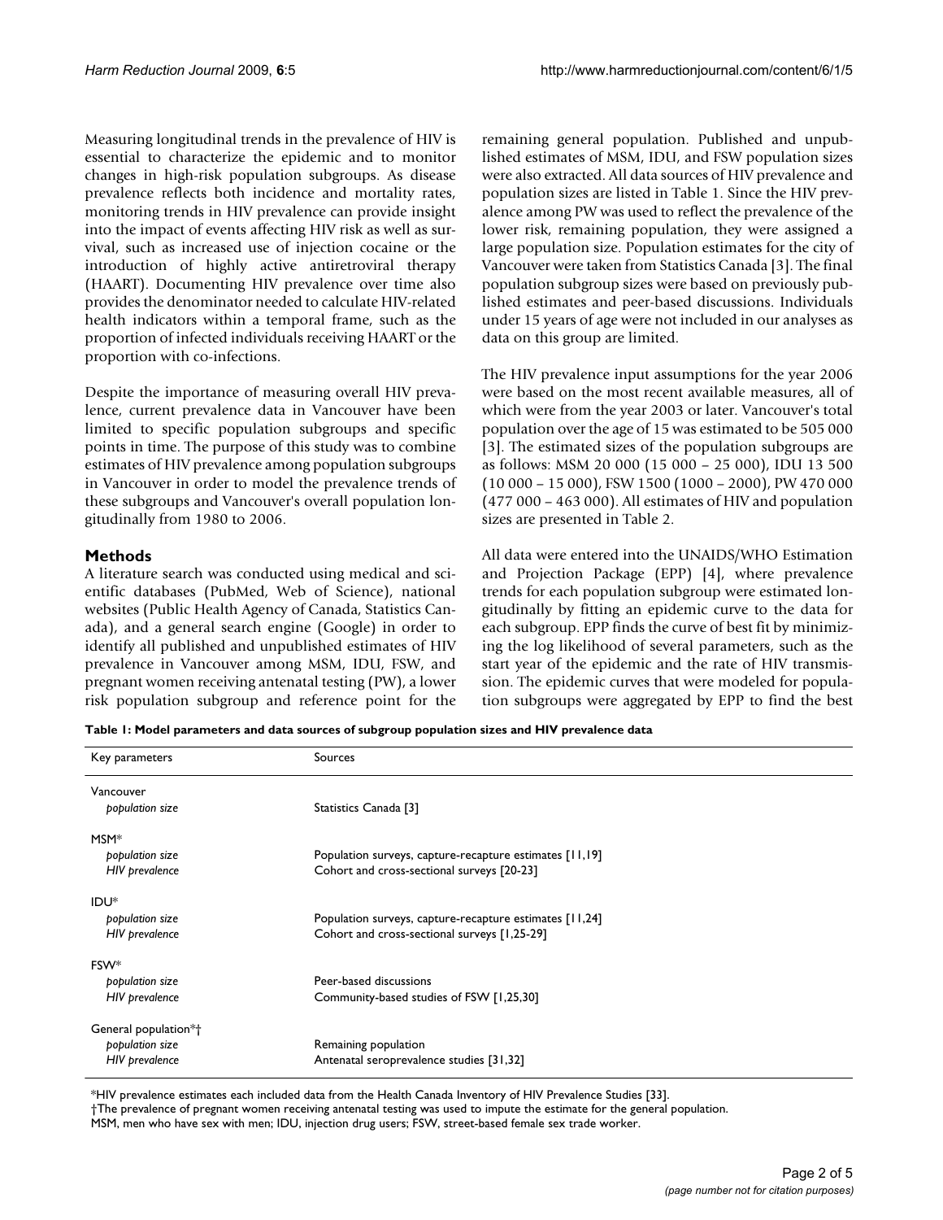Measuring longitudinal trends in the prevalence of HIV is essential to characterize the epidemic and to monitor changes in high-risk population subgroups. As disease prevalence reflects both incidence and mortality rates, monitoring trends in HIV prevalence can provide insight into the impact of events affecting HIV risk as well as survival, such as increased use of injection cocaine or the introduction of highly active antiretroviral therapy (HAART). Documenting HIV prevalence over time also provides the denominator needed to calculate HIV-related health indicators within a temporal frame, such as the proportion of infected individuals receiving HAART or the proportion with co-infections.

Despite the importance of measuring overall HIV prevalence, current prevalence data in Vancouver have been limited to specific population subgroups and specific points in time. The purpose of this study was to combine estimates of HIV prevalence among population subgroups in Vancouver in order to model the prevalence trends of these subgroups and Vancouver's overall population longitudinally from 1980 to 2006.

## Methods

A literature search was conducted using medical and scientific databases (PubMed, Web of Science), national websites (Public Health Agency of Canada, Statistics Canada), and a general search engine (Google) in order to identify all published and unpublished estimates of HIV prevalence in Vancouver among MSM, IDU, FSW, and pregnant women receiving antenatal testing (PW), a lower risk population subgroup and reference point for the remaining general population. Published and unpublished estimates of MSM, IDU, and FSW population sizes were also extracted. All data sources of HIV prevalence and population sizes are listed in Table 1. Since the HIV prevalence among PW was used to reflect the prevalence of the lower risk, remaining population, they were assigned a large population size. Population estimates for the city of Vancouver were taken from Statistics Canada [3]. The final population subgroup sizes were based on previously published estimates and peer-based discussions. Individuals under 15 years of age were not included in our analyses as data on this group are limited.

The HIV prevalence input assumptions for the year 2006 were based on the most recent available measures, all of which were from the year 2003 or later. Vancouver's total population over the age of 15 was estimated to be 505 000 [3]. The estimated sizes of the population subgroups are as follows: MSM 20 000 (15 000 – 25 000), IDU 13 500 (10 000 – 15 000), FSW 1500 (1000 – 2000), PW 470 000 (477 000 – 463 000). All estimates of HIV and population sizes are presented in Table 2.

All data were entered into the UNAIDS/WHO Estimation and Projection Package (EPP) [4], where prevalence trends for each population subgroup were estimated longitudinally by fitting an epidemic curve to the data for each subgroup. EPP finds the curve of best fit by minimizing the log likelihood of several parameters, such as the start year of the epidemic and the rate of HIV transmission. The epidemic curves that were modeled for population subgroups were aggregated by EPP to find the best

**Table 1: Model parameters and data sources of subgroup population sizes and HIV prevalence data**

| Key parameters | Sources |
|---|---|
| Vancouver | |
| *population size* | Statistics Canada [3] |
| MSM* | |
| *population size* | Population surveys, capture-recapture estimates [11,19] |
| *HIV prevalence* | Cohort and cross-sectional surveys [20-23] |
| IDU* | |
| *population size* | Population surveys, capture-recapture estimates [11,24] |
| *HIV prevalence* | Cohort and cross-sectional surveys [1,25-29] |
| FSW* | |
| *population size* | Peer-based discussions |
| *HIV prevalence* | Community-based studies of FSW [1,25,30] |
| General population*† | |
| *population size* | Remaining population |
| *HIV prevalence* | Antenatal seroprevalence studies [31,32] |

*HIV prevalence estimates each included data from the Health Canada Inventory of HIV Prevalence Studies [33].
†The prevalence of pregnant women receiving antenatal testing was used to impute the estimate for the general population.
MSM, men who have sex with men; IDU, injection drug users; FSW, street-based female sex trade worker.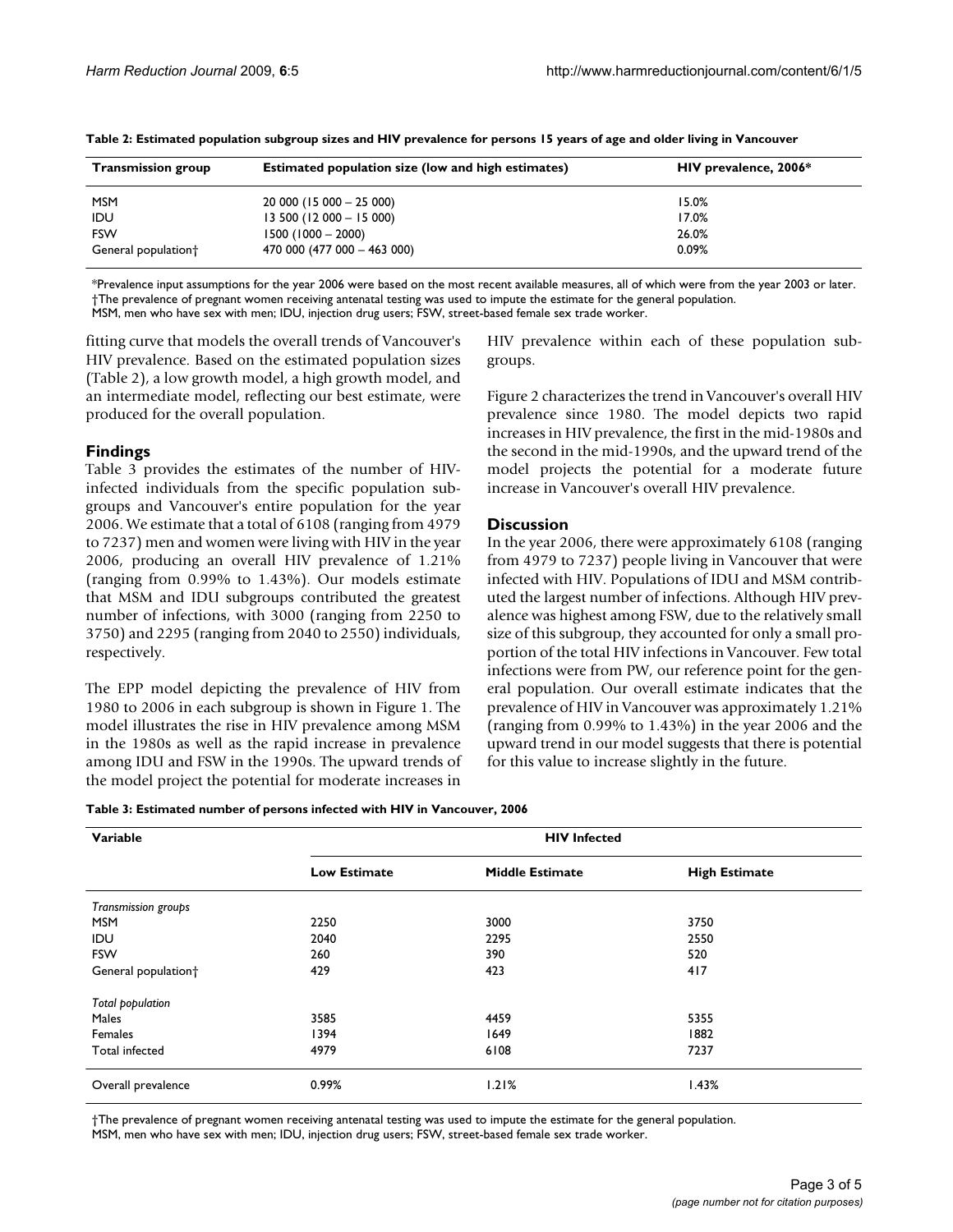**Table 2: Estimated population subgroup sizes and HIV prevalence for persons 15 years of age and older living in Vancouver**

| Transmission group | Estimated population size (low and high estimates) | HIV prevalence, 2006* |
| --- | --- | --- |
| MSM | 20 000 (15 000 – 25 000) | 15.0% |
| IDU | 13 500 (12 000 – 15 000) | 17.0% |
| FSW | 1500 (1000 – 2000) | 26.0% |
| General population† | 470 000 (477 000 – 463 000) | 0.09% |

*Prevalence input assumptions for the year 2006 were based on the most recent available measures, all of which were from the year 2003 or later.
†The prevalence of pregnant women receiving antenatal testing was used to impute the estimate for the general population.
MSM, men who have sex with men; IDU, injection drug users; FSW, street-based female sex trade worker.

fitting curve that models the overall trends of Vancouver's HIV prevalence. Based on the estimated population sizes (Table 2), a low growth model, a high growth model, and an intermediate model, reflecting our best estimate, were produced for the overall population.

## Findings

Table 3 provides the estimates of the number of HIV-infected individuals from the specific population subgroups and Vancouver's entire population for the year 2006. We estimate that a total of 6108 (ranging from 4979 to 7237) men and women were living with HIV in the year 2006, producing an overall HIV prevalence of 1.21% (ranging from 0.99% to 1.43%). Our models estimate that MSM and IDU subgroups contributed the greatest number of infections, with 3000 (ranging from 2250 to 3750) and 2295 (ranging from 2040 to 2550) individuals, respectively.

The EPP model depicting the prevalence of HIV from 1980 to 2006 in each subgroup is shown in Figure 1. The model illustrates the rise in HIV prevalence among MSM in the 1980s as well as the rapid increase in prevalence among IDU and FSW in the 1990s. The upward trends of the model project the potential for moderate increases in HIV prevalence within each of these population subgroups.

Figure 2 characterizes the trend in Vancouver's overall HIV prevalence since 1980. The model depicts two rapid increases in HIV prevalence, the first in the mid-1980s and the second in the mid-1990s, and the upward trend of the model projects the potential for a moderate future increase in Vancouver's overall HIV prevalence.

## Discussion

In the year 2006, there were approximately 6108 (ranging from 4979 to 7237) people living in Vancouver that were infected with HIV. Populations of IDU and MSM contributed the largest number of infections. Although HIV prevalence was highest among FSW, due to the relatively small size of this subgroup, they accounted for only a small proportion of the total HIV infections in Vancouver. Few total infections were from PW, our reference point for the general population. Our overall estimate indicates that the prevalence of HIV in Vancouver was approximately 1.21% (ranging from 0.99% to 1.43%) in the year 2006 and the upward trend in our model suggests that there is potential for this value to increase slightly in the future.

**Table 3: Estimated number of persons infected with HIV in Vancouver, 2006**

| Variable | HIV Infected | | |
| --- | --- | --- | --- |
| | Low Estimate | Middle Estimate | High Estimate |
| *Transmission groups* | | | |
| MSM | 2250 | 3000 | 3750 |
| IDU | 2040 | 2295 | 2550 |
| FSW | 260 | 390 | 520 |
| General population† | 429 | 423 | 417 |
| *Total population* | | | |
| Males | 3585 | 4459 | 5355 |
| Females | 1394 | 1649 | 1882 |
| Total infected | 4979 | 6108 | 7237 |
| Overall prevalence | 0.99% | 1.21% | 1.43% |

†The prevalence of pregnant women receiving antenatal testing was used to impute the estimate for the general population.
MSM, men who have sex with men; IDU, injection drug users; FSW, street-based female sex trade worker.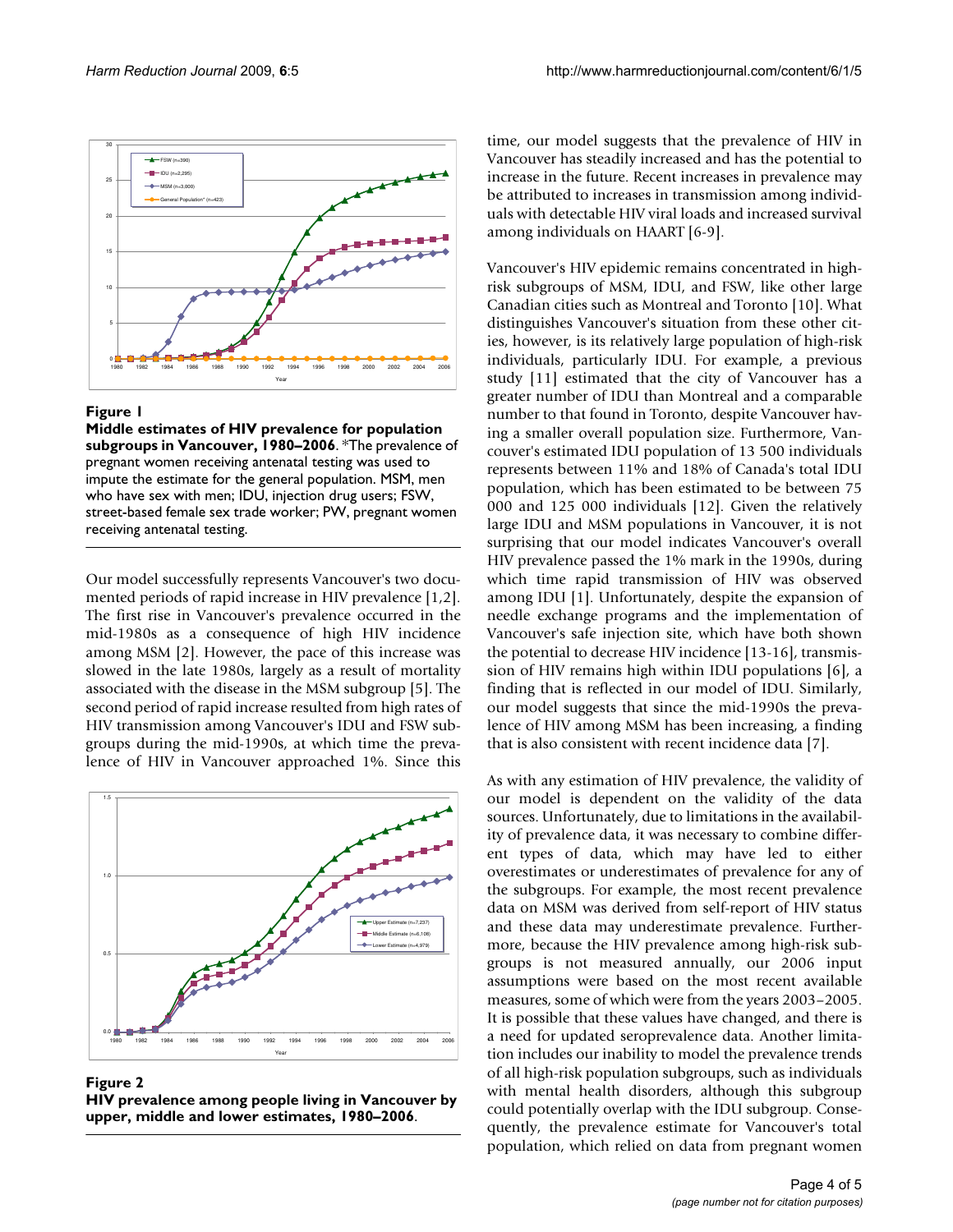**Figure 1**
**Middle estimates of HIV prevalence for population subgroups in Vancouver, 1980–2006**. *The prevalence of pregnant women receiving antenatal testing was used to impute the estimate for the general population. MSM, men who have sex with men; IDU, injection drug users; FSW, street-based female sex trade worker; PW, pregnant women receiving antenatal testing.

Our model successfully represents Vancouver's two documented periods of rapid increase in HIV prevalence [1,2]. The first rise in Vancouver's prevalence occurred in the mid-1980s as a consequence of high HIV incidence among MSM [2]. However, the pace of this increase was slowed in the late 1980s, largely as a result of mortality associated with the disease in the MSM subgroup [5]. The second period of rapid increase resulted from high rates of HIV transmission among Vancouver's IDU and FSW subgroups during the mid-1990s, at which time the prevalence of HIV in Vancouver approached 1%. Since this time, our model suggests that the prevalence of HIV in Vancouver has steadily increased and has the potential to increase in the future. Recent increases in prevalence may be attributed to increases in transmission among individuals with detectable HIV viral loads and increased survival among individuals on HAART [6-9].

**Figure 2**
**HIV prevalence among people living in Vancouver by upper, middle and lower estimates, 1980–2006**.

Vancouver's HIV epidemic remains concentrated in high-risk subgroups of MSM, IDU, and FSW, like other large Canadian cities such as Montreal and Toronto [10]. What distinguishes Vancouver's situation from these other cities, however, is its relatively large population of high-risk individuals, particularly IDU. For example, a previous study [11] estimated that the city of Vancouver has a greater number of IDU than Montreal and a comparable number to that found in Toronto, despite Vancouver having a smaller overall population size. Furthermore, Vancouver's estimated IDU population of 13 500 individuals represents between 11% and 18% of Canada's total IDU population, which has been estimated to be between 75 000 and 125 000 individuals [12]. Given the relatively large IDU and MSM populations in Vancouver, it is not surprising that our model indicates Vancouver's overall HIV prevalence passed the 1% mark in the 1990s, during which time rapid transmission of HIV was observed among IDU [1]. Unfortunately, despite the expansion of needle exchange programs and the implementation of Vancouver's safe injection site, which have both shown the potential to decrease HIV incidence [13-16], transmission of HIV remains high within IDU populations [6], a finding that is reflected in our model of IDU. Similarly, our model suggests that since the mid-1990s the prevalence of HIV among MSM has been increasing, a finding that is also consistent with recent incidence data [7].

As with any estimation of HIV prevalence, the validity of our model is dependent on the validity of the data sources. Unfortunately, due to limitations in the availability of prevalence data, it was necessary to combine different types of data, which may have led to either overestimates or underestimates of prevalence for any of the subgroups. For example, the most recent prevalence data on MSM was derived from self-report of HIV status and these data may underestimate prevalence. Furthermore, because the HIV prevalence among high-risk subgroups is not measured annually, our 2006 input assumptions were based on the most recent available measures, some of which were from the years 2003–2005. It is possible that these values have changed, and there is a need for updated seroprevalence data. Another limitation includes our inability to model the prevalence trends of all high-risk population subgroups, such as individuals with mental health disorders, although this subgroup could potentially overlap with the IDU subgroup. Consequently, the prevalence estimate for Vancouver's total population, which relied on data from pregnant women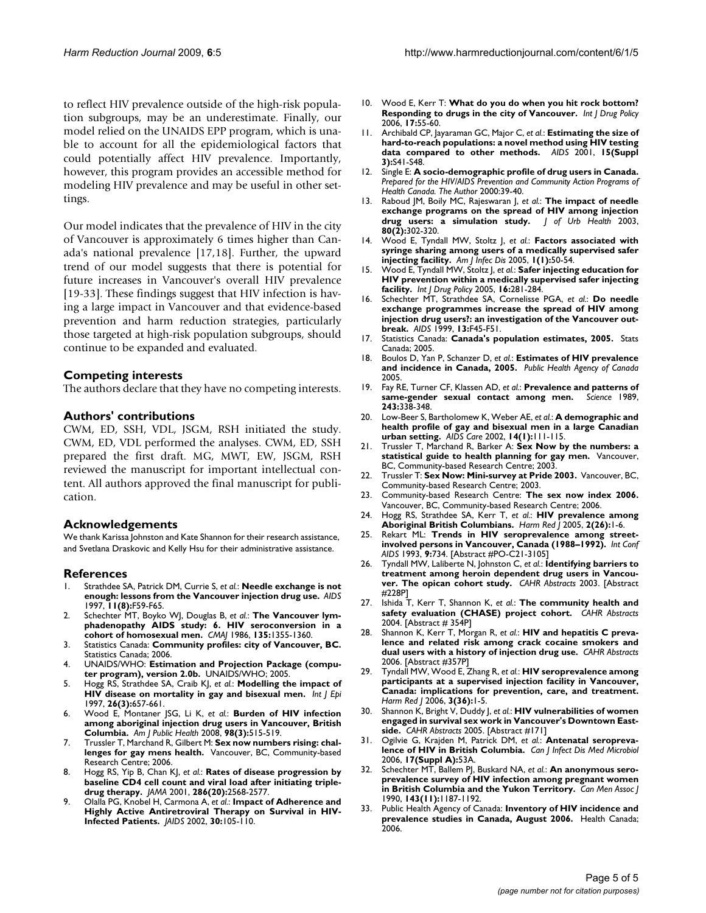to reflect HIV prevalence outside of the high-risk population subgroups, may be an underestimate. Finally, our model relied on the UNAIDS EPP program, which is unable to account for all the epidemiological factors that could potentially affect HIV prevalence. Importantly, however, this program provides an accessible method for modeling HIV prevalence and may be useful in other settings.

Our model indicates that the prevalence of HIV in the city of Vancouver is approximately 6 times higher than Canada's national prevalence [17,18]. Further, the upward trend of our model suggests that there is potential for future increases in Vancouver's overall HIV prevalence [19-33]. These findings suggest that HIV infection is having a large impact in Vancouver and that evidence-based prevention and harm reduction strategies, particularly those targeted at high-risk population subgroups, should continue to be expanded and evaluated.

## Competing interests

The authors declare that they have no competing interests.

## Authors' contributions

CWM, ED, SSH, VDL, JSGM, RSH initiated the study. CWM, ED, VDL performed the analyses. CWM, ED, SSH prepared the first draft. MG, MWT, EW, JSGM, RSH reviewed the manuscript for important intellectual content. All authors approved the final manuscript for publication.

## Acknowledgements

We thank Karissa Johnston and Kate Shannon for their research assistance, and Svetlana Draskovic and Kelly Hsu for their administrative assistance.

## References

1. Strathdee SA, Patrick DM, Currie S, *et al.*: **Needle exchange is not enough: lessons from the Vancouver injection drug use.** *AIDS* 1997, **11(8):**F59-F65.
2. Schechter MT, Boyko WJ, Douglas B, *et al.*: **The Vancouver lymphadenopathy AIDS study: 6. HIV seroconversion in a cohort of homosexual men.** *CMAJ* 1986, **135:**1355-1360.
3. Statistics Canada: **Community profiles: city of Vancouver, BC.** Statistics Canada; 2006.
4. UNAIDS/WHO: **Estimation and Projection Package (computer program), version 2.0b.** UNAIDS/WHO; 2005.
5. Hogg RS, Strathdee SA, Craib KJ, *et al.*: **Modelling the impact of HIV disease on mortality in gay and bisexual men.** *Int J Epi* 1997, **26(3):**657-661.
6. Wood E, Montaner JSG, Li K, *et al.*: **Burden of HIV infection among aboriginal injection drug users in Vancouver, British Columbia.** *Am J Public Health* 2008, **98(3):**515-519.
7. Trussler T, Marchand R, Gilbert M: **Sex now numbers rising: challenges for gay mens health.** Vancouver, BC, Community-based Research Centre; 2006.
8. Hogg RS, Yip B, Chan KJ, *et al.*: **Rates of disease progression by baseline CD4 cell count and viral load after initiating triple-drug therapy.** *JAMA* 2001, **286(20):**2568-2577.
9. Olalla PG, Knobel H, Carmona A, *et al.*: **Impact of Adherence and Highly Active Antiretroviral Therapy on Survival in HIV-Infected Patients.** *JAIDS* 2002, **30:**105-110.
10. Wood E, Kerr T: **What do you do when you hit rock bottom? Responding to drugs in the city of Vancouver.** *Int J Drug Policy* 2006, **17:**55-60.
11. Archibald CP, Jayaraman GC, Major C, *et al.*: **Estimating the size of hard-to-reach populations: a novel method using HIV testing data compared to other methods.** *AIDS* 2001, **15(Suppl 3):**S41-S48.
12. Single E: **A socio-demographic profile of drug users in Canada.** *Prepared for the HIV/AIDS Prevention and Community Action Programs of Health Canada. The Author* 2000:39-40.
13. Raboud JM, Boily MC, Rajeswaran J, *et al.*: **The impact of needle exchange programs on the spread of HIV among injection drug users: a simulation study.** *J of Urb Health* 2003, **80(2):**302-320.
14. Wood E, Tyndall MW, Stoltz J, *et al.*: **Factors associated with syringe sharing among users of a medically supervised safer injecting facility.** *Am J Infec Dis* 2005, **1(1):**50-54.
15. Wood E, Tyndall MW, Stoltz J, *et al.*: **Safer injecting education for HIV prevention within a medically supervised safer injecting facility.** *Int J Drug Policy* 2005, **16:**281-284.
16. Schechter MT, Strathdee SA, Cornelisse PGA, *et al.*: **Do needle exchange programmes increase the spread of HIV among injection drug users?: an investigation of the Vancouver outbreak.** *AIDS* 1999, **13:**F45-F51.
17. Statistics Canada: **Canada's population estimates, 2005.** Stats Canada; 2005.
18. Boulos D, Yan P, Schanzer D, *et al.*: **Estimates of HIV prevalence and incidence in Canada, 2005.** *Public Health Agency of Canada* 2005.
19. Fay RE, Turner CF, Klassen AD, *et al.*: **Prevalence and patterns of same-gender sexual contact among men.** *Science* 1989, **243:**338-348.
20. Low-Beer S, Bartholomew K, Weber AE, *et al.*: **A demographic and health profile of gay and bisexual men in a large Canadian urban setting.** *AIDS Care* 2002, **14(1):**111-115.
21. Trussler T, Marchand R, Barker A: **Sex Now by the numbers: a statistical guide to health planning for gay men.** Vancouver, BC, Community-based Research Centre; 2003.
22. Trussler T: **Sex Now: Mini-survey at Pride 2003.** Vancouver, BC, Community-based Research Centre; 2003.
23. Community-based Research Centre: **The sex now index 2006.** Vancouver, BC, Community-based Research Centre; 2006.
24. Hogg RS, Strathdee SA, Kerr T, *et al.*: **HIV prevalence among Aboriginal British Columbians.** *Harm Red J* 2005, **2(26):**1-6.
25. Rekart ML: **Trends in HIV seroprevalence among street-involved persons in Vancouver, Canada (1988–1992).** *Int Conf AIDS* 1993, **9:**734. [Abstract #PO-C21-3105]
26. Tyndall MW, Laliberte N, Johnston C, *et al.*: **Identifying barriers to treatment among heroin dependent drug users in Vancouver. The opican cohort study.** *CAHR Abstracts* 2003. [Abstract #228P]
27. Ishida T, Kerr T, Shannon K, *et al.*: **The community health and safety evaluation (CHASE) project cohort.** *CAHR Abstracts* 2004. [Abstract # 354P]
28. Shannon K, Kerr T, Morgan R, *et al.*: **HIV and hepatitis C prevalence and related risk among crack cocaine smokers and dual users with a history of injection drug use.** *CAHR Abstracts* 2006. [Abstract #357P]
29. Tyndall MW, Wood E, Zhang R, *et al.*: **HIV seroprevalence among participants at a supervised injection facility in Vancouver, Canada: implications for prevention, care, and treatment.** *Harm Red J* 2006, **3(36):**1-5.
30. Shannon K, Bright V, Duddy J, *et al.*: **HIV vulnerabilities of women engaged in survival sex work in Vancouver's Downtown Eastside.** *CAHR Abstracts* 2005. [Abstract #171]
31. Ogilvie G, Krajden M, Patrick DM, *et al.*: **Antenatal seroprevalence of HIV in British Columbia.** *Can J Infect Dis Med Microbiol* 2006, **17(Suppl A):**53A.
32. Schechter MT, Ballem PJ, Buskard NA, *et al.*: **An anonymous seroprevalence survey of HIV infection among pregnant women in British Columbia and the Yukon Territory.** *Can Men Assoc J* 1990, **143(11):**1187-1192.
33. Public Health Agency of Canada: **Inventory of HIV incidence and prevalence studies in Canada, August 2006.** Health Canada; 2006.